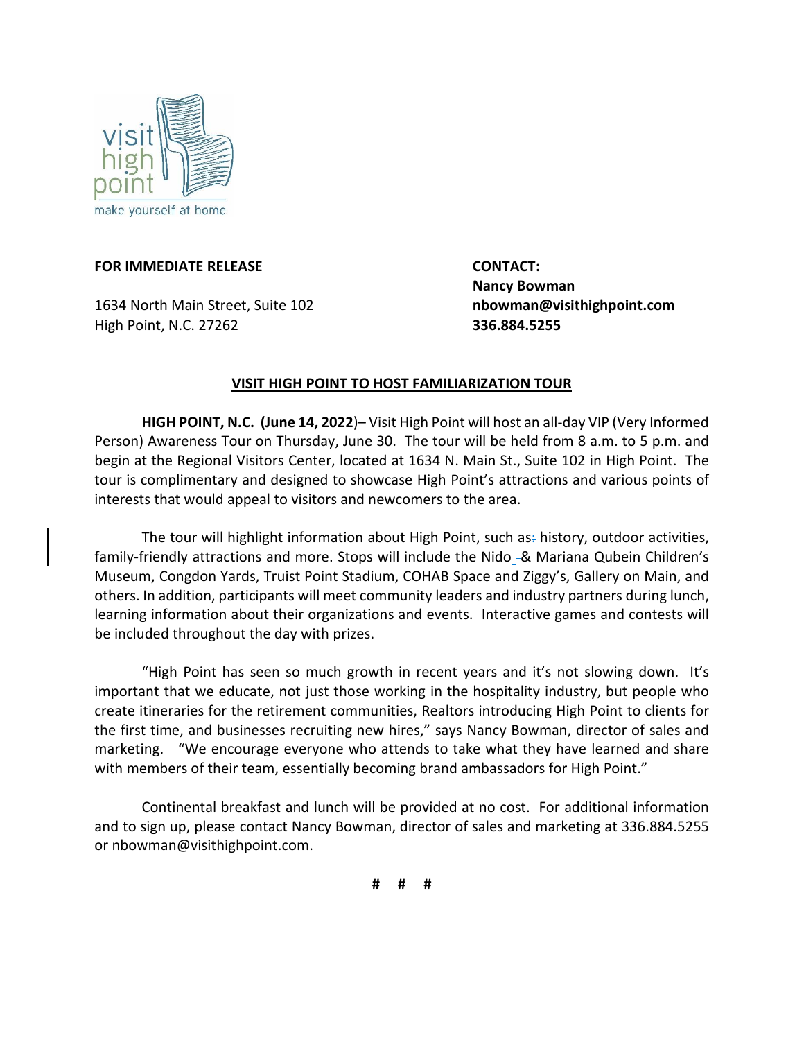visit high point

make yourself at home

**FOR IMMEDIATE RELEASE**

1634 North Main Street, Suite 102
High Point, N.C. 27262

**CONTACT:**
**Nancy Bowman**
**nbowman@visithighpoint.com**
**336.884.5255**

## VISIT HIGH POINT TO HOST FAMILIARIZATION TOUR

**HIGH POINT, N.C. (June 14, 2022**)– Visit High Point will host an all-day VIP (Very Informed Person) Awareness Tour on Thursday, June 30. The tour will be held from 8 a.m. to 5 p.m. and begin at the Regional Visitors Center, located at 1634 N. Main St., Suite 102 in High Point. The tour is complimentary and designed to showcase High Point's attractions and various points of interests that would appeal to visitors and newcomers to the area.

The tour will highlight information about High Point, such as history, outdoor activities, family-friendly attractions and more. Stops will include the Nido & Mariana Qubein Children's Museum, Congdon Yards, Truist Point Stadium, COHAB Space and Ziggy's, Gallery on Main, and others. In addition, participants will meet community leaders and industry partners during lunch, learning information about their organizations and events. Interactive games and contests will be included throughout the day with prizes.

"High Point has seen so much growth in recent years and it's not slowing down. It's important that we educate, not just those working in the hospitality industry, but people who create itineraries for the retirement communities, Realtors introducing High Point to clients for the first time, and businesses recruiting new hires," says Nancy Bowman, director of sales and marketing. "We encourage everyone who attends to take what they have learned and share with members of their team, essentially becoming brand ambassadors for High Point."

Continental breakfast and lunch will be provided at no cost. For additional information and to sign up, please contact Nancy Bowman, director of sales and marketing at 336.884.5255 or nbowman@visithighpoint.com.

# # #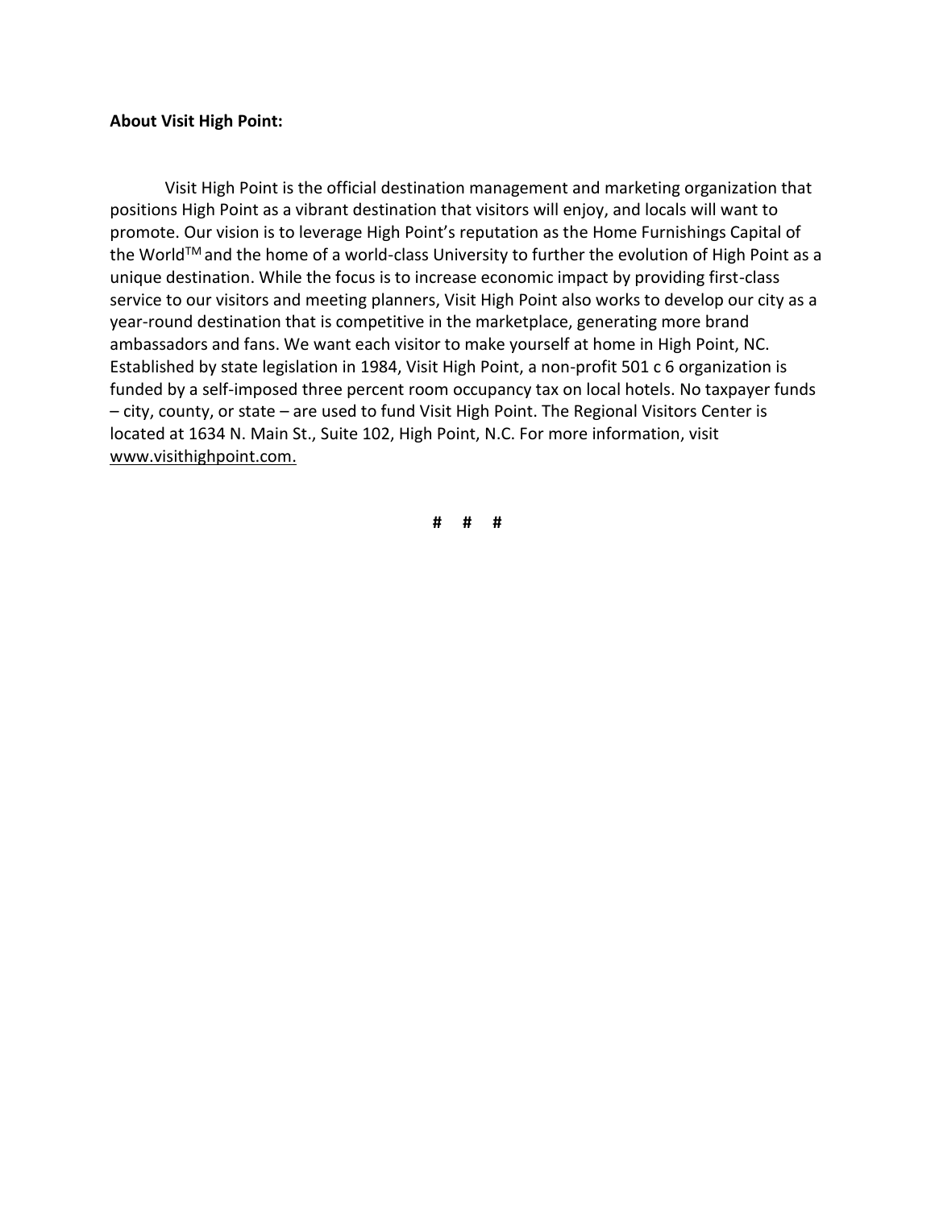**About Visit High Point:**

Visit High Point is the official destination management and marketing organization that positions High Point as a vibrant destination that visitors will enjoy, and locals will want to promote. Our vision is to leverage High Point's reputation as the Home Furnishings Capital of the World™ and the home of a world-class University to further the evolution of High Point as a unique destination. While the focus is to increase economic impact by providing first-class service to our visitors and meeting planners, Visit High Point also works to develop our city as a year-round destination that is competitive in the marketplace, generating more brand ambassadors and fans. We want each visitor to make yourself at home in High Point, NC. Established by state legislation in 1984, Visit High Point, a non-profit 501 c 6 organization is funded by a self-imposed three percent room occupancy tax on local hotels. No taxpayer funds – city, county, or state – are used to fund Visit High Point. The Regional Visitors Center is located at 1634 N. Main St., Suite 102, High Point, N.C. For more information, visit www.visithighpoint.com.

# # #